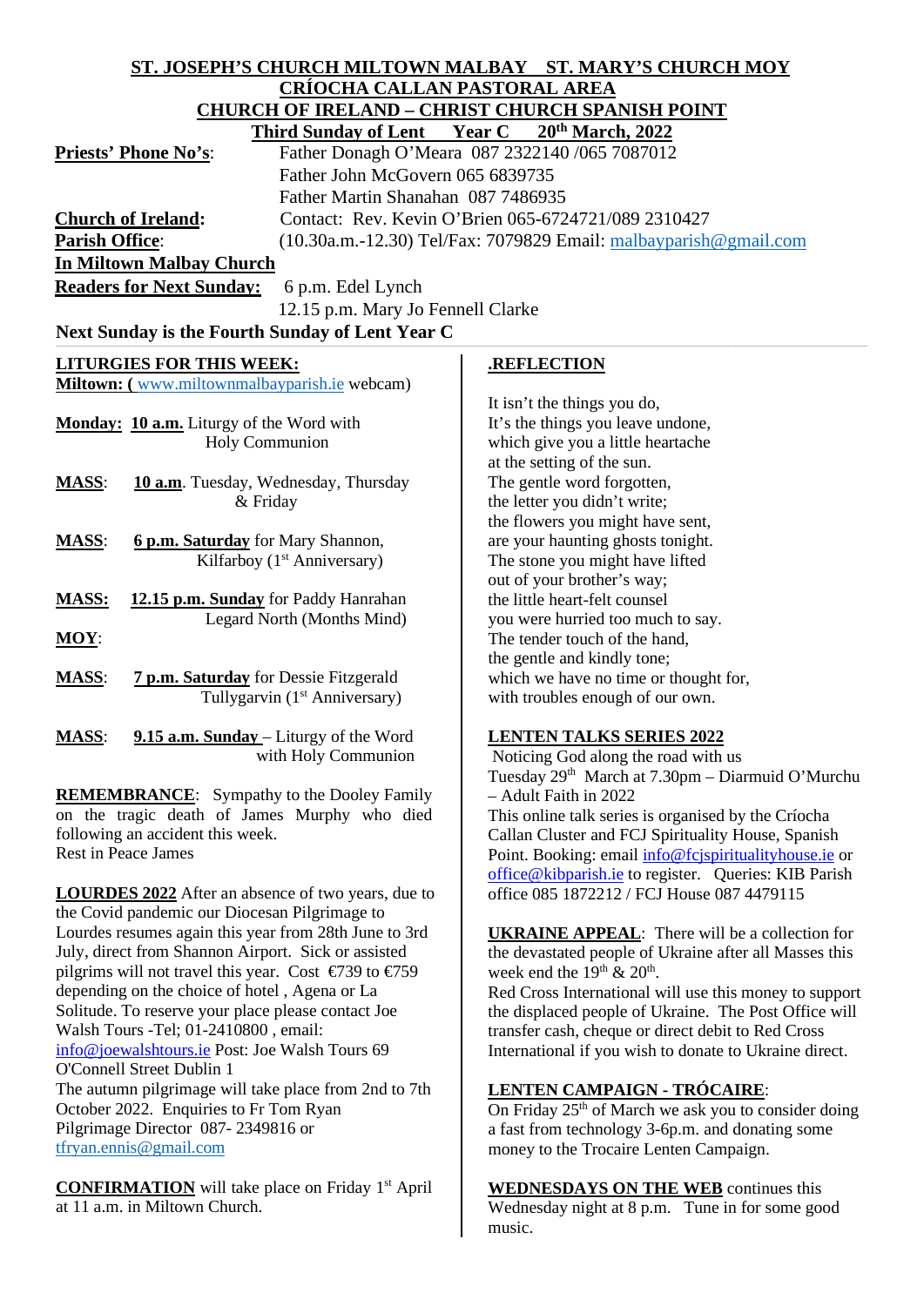**ST. JOSEPH'S CHURCH MILTOWN MALBAY ST. MARY'S CHURCH MOY**
**CRÍOCHA CALLAN PASTORAL AREA**
**CHURCH OF IRELAND – CHRIST CHURCH SPANISH POINT**
**Third Sunday of Lent Year C 20th March, 2022**

**Priests' Phone No's**: Father Donagh O'Meara 087 2322140 /065 7087012
Father John McGovern 065 6839735
Father Martin Shanahan 087 7486935

**Church of Ireland**: Contact: Rev. Kevin O'Brien 065-6724721/089 2310427

**Parish Office**: (10.30a.m.-12.30) Tel/Fax: 7079829 Email: malbayparish@gmail.com

**In Miltown Malbay Church**

**Readers for Next Sunday:** 6 p.m. Edel Lynch
12.15 p.m. Mary Jo Fennell Clarke

**Next Sunday is the Fourth Sunday of Lent Year C**

## LITURGIES FOR THIS WEEK:

**Miltown: (** www.miltownmalbayparish.ie webcam)

**Monday: 10 a.m.** Liturgy of the Word with Holy Communion

**MASS**: **10 a.m**. Tuesday, Wednesday, Thursday & Friday

**MASS**: **6 p.m. Saturday** for Mary Shannon, Kilfarboy (1st Anniversary)

**MASS: 12.15 p.m. Sunday** for Paddy Hanrahan Legard North (Months Mind)

**MOY**:

**MASS**: **7 p.m. Saturday** for Dessie Fitzgerald Tullygarvin (1st Anniversary)

**MASS**: **9.15 a.m. Sunday** – Liturgy of the Word with Holy Communion

**REMEMBRANCE**: Sympathy to the Dooley Family on the tragic death of James Murphy who died following an accident this week.
Rest in Peace James

**LOURDES 2022** After an absence of two years, due to the Covid pandemic our Diocesan Pilgrimage to Lourdes resumes again this year from 28th June to 3rd July, direct from Shannon Airport. Sick or assisted pilgrims will not travel this year. Cost €739 to €759 depending on the choice of hotel , Agena or La Solitude. To reserve your place please contact Joe Walsh Tours -Tel; 01-2410800 , email: info@joewalshtours.ie Post: Joe Walsh Tours 69 O'Connell Street Dublin 1
The autumn pilgrimage will take place from 2nd to 7th October 2022. Enquiries to Fr Tom Ryan Pilgrimage Director 087- 2349816 or tfryan.ennis@gmail.com

**CONFIRMATION** will take place on Friday 1st April at 11 a.m. in Miltown Church.

## .REFLECTION

It isn't the things you do,
It's the things you leave undone,
which give you a little heartache
at the setting of the sun.
The gentle word forgotten,
the letter you didn't write;
the flowers you might have sent,
are your haunting ghosts tonight.
The stone you might have lifted
out of your brother's way;
the little heart-felt counsel
you were hurried too much to say.
The tender touch of the hand,
the gentle and kindly tone;
which we have no time or thought for,
with troubles enough of our own.

## LENTEN TALKS SERIES 2022

Noticing God along the road with us
Tuesday 29th March at 7.30pm – Diarmuid O'Murchu – Adult Faith in 2022
This online talk series is organised by the Críocha Callan Cluster and FCJ Spirituality House, Spanish Point. Booking: email info@fcjspiritualityhouse.ie or office@kibparish.ie to register. Queries: KIB Parish office 085 1872212 / FCJ House 087 4479115

**UKRAINE APPEAL**: There will be a collection for the devastated people of Ukraine after all Masses this week end the 19th & 20th.
Red Cross International will use this money to support the displaced people of Ukraine. The Post Office will transfer cash, cheque or direct debit to Red Cross International if you wish to donate to Ukraine direct.

**LENTEN CAMPAIGN - TRÓCAIRE**:
On Friday 25th of March we ask you to consider doing a fast from technology 3-6p.m. and donating some money to the Trocaire Lenten Campaign.

**WEDNESDAYS ON THE WEB** continues this Wednesday night at 8 p.m. Tune in for some good music.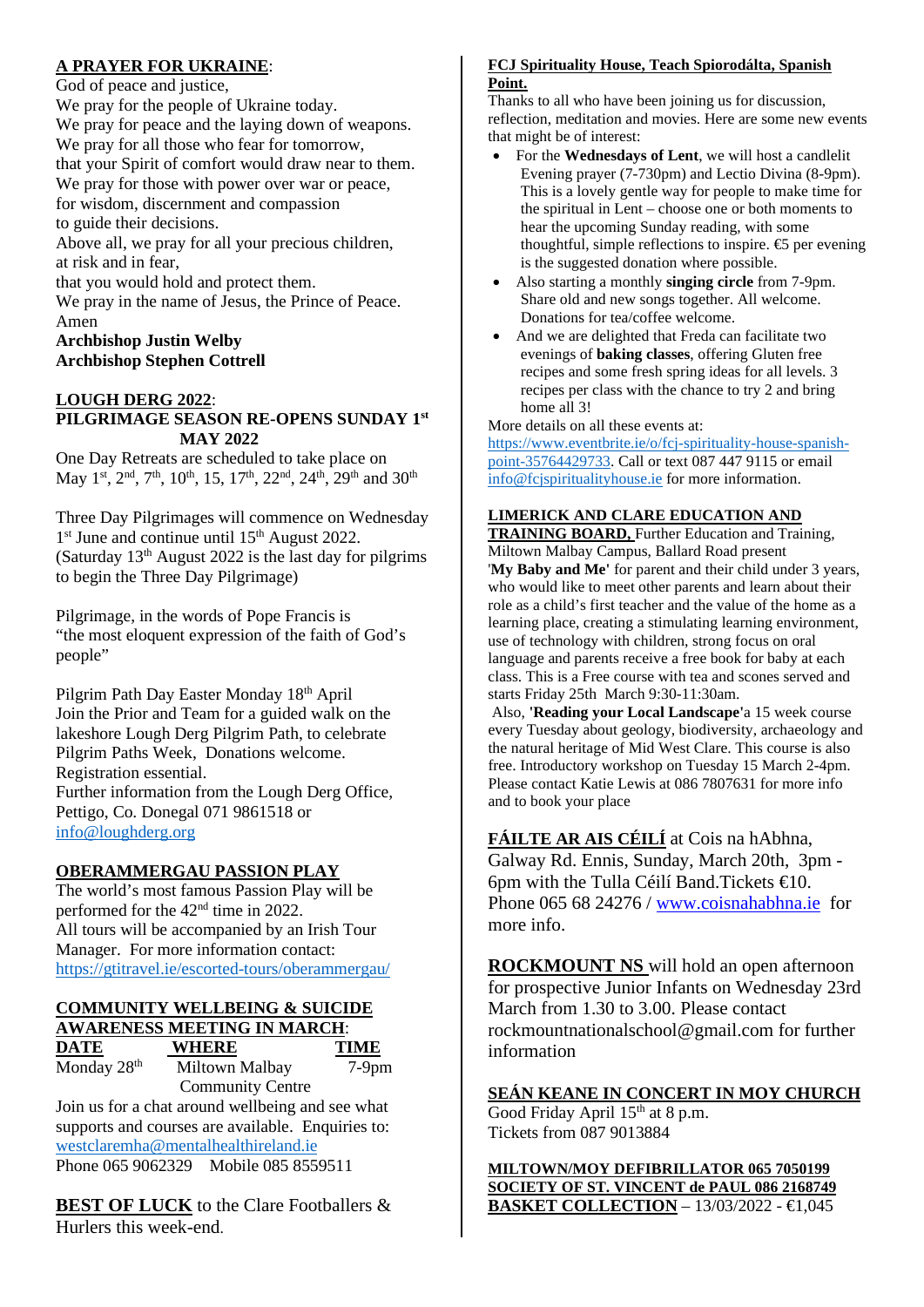## A PRAYER FOR UKRAINE:

God of peace and justice,
We pray for the people of Ukraine today.
We pray for peace and the laying down of weapons.
We pray for all those who fear for tomorrow,
that your Spirit of comfort would draw near to them.
We pray for those with power over war or peace,
for wisdom, discernment and compassion
to guide their decisions.
Above all, we pray for all your precious children,
at risk and in fear,
that you would hold and protect them.
We pray in the name of Jesus, the Prince of Peace.
Amen

**Archbishop Justin Welby**
**Archbishop Stephen Cottrell**

## LOUGH DERG 2022:

**PILGRIMAGE SEASON RE-OPENS SUNDAY 1st MAY 2022**

One Day Retreats are scheduled to take place on May 1st, 2nd, 7th, 10th, 15, 17th, 22nd, 24th, 29th and 30th

Three Day Pilgrimages will commence on Wednesday 1st June and continue until 15th August 2022. (Saturday 13th August 2022 is the last day for pilgrims to begin the Three Day Pilgrimage)

Pilgrimage, in the words of Pope Francis is "the most eloquent expression of the faith of God's people"

Pilgrim Path Day Easter Monday 18th April
Join the Prior and Team for a guided walk on the lakeshore Lough Derg Pilgrim Path, to celebrate Pilgrim Paths Week, Donations welcome. Registration essential.
Further information from the Lough Derg Office, Pettigo, Co. Donegal 071 9861518 or info@loughderg.org

## OBERAMMERGAU PASSION PLAY

The world's most famous Passion Play will be performed for the 42nd time in 2022.
All tours will be accompanied by an Irish Tour Manager. For more information contact:
https://gtitravel.ie/escorted-tours/oberammergau/

## COMMUNITY WELLBEING & SUICIDE AWARENESS MEETING IN MARCH:

| DATE | WHERE | TIME |
|---|---|---|
| Monday 28th | Miltown Malbay Community Centre | 7-9pm |

Join us for a chat around wellbeing and see what supports and courses are available. Enquiries to: westclaremha@mentalhealthireland.ie
Phone 065 9062329 Mobile 085 8559511

**BEST OF LUCK** to the Clare Footballers & Hurlers this week-end.

## FCJ Spirituality House, Teach Spioradálta, Spanish Point.

Thanks to all who have been joining us for discussion, reflection, meditation and movies. Here are some new events that might be of interest:

- For the **Wednesdays of Lent**, we will host a candlelit Evening prayer (7-730pm) and Lectio Divina (8-9pm). This is a lovely gentle way for people to make time for the spiritual in Lent – choose one or both moments to hear the upcoming Sunday reading, with some thoughtful, simple reflections to inspire. €5 per evening is the suggested donation where possible.
- Also starting a monthly **singing circle** from 7-9pm. Share old and new songs together. All welcome. Donations for tea/coffee welcome.
- And we are delighted that Freda can facilitate two evenings of **baking classes**, offering Gluten free recipes and some fresh spring ideas for all levels. 3 recipes per class with the chance to try 2 and bring home all 3!

More details on all these events at: https://www.eventbrite.ie/o/fcj-spirituality-house-spanish-point-35764429733. Call or text 087 447 9115 or email info@fcjspiritualityhouse.ie for more information.

## LIMERICK AND CLARE EDUCATION AND TRAINING BOARD,

Further Education and Training, Miltown Malbay Campus, Ballard Road present '**My Baby and Me**' for parent and their child under 3 years, who would like to meet other parents and learn about their role as a child's first teacher and the value of the home as a learning place, creating a stimulating learning environment, use of technology with children, strong focus on oral language and parents receive a free book for baby at each class. This is a Free course with tea and scones served and starts Friday 25th March 9:30-11:30am.

Also, '**Reading your Local Landscape**'a 15 week course every Tuesday about geology, biodiversity, archaeology and the natural heritage of Mid West Clare. This course is also free. Introductory workshop on Tuesday 15 March 2-4pm. Please contact Katie Lewis at 086 7807631 for more info and to book your place

**FÁILTE AR AIS CÉILÍ** at Cois na hAbhna, Galway Rd. Ennis, Sunday, March 20th, 3pm - 6pm with the Tulla Céilí Band.Tickets €10. Phone 065 68 24276 / www.coisnahabhna.ie for more info.

**ROCKMOUNT NS** will hold an open afternoon for prospective Junior Infants on Wednesday 23rd March from 1.30 to 3.00. Please contact rockmountnationalschool@gmail.com for further information

## SEÁN KEANE IN CONCERT IN MOY CHURCH

Good Friday April 15th at 8 p.m.
Tickets from 087 9013884

**MILTOWN/MOY DEFIBRILLATOR 065 7050199**
**SOCIETY OF ST. VINCENT de PAUL 086 2168749**
**BASKET COLLECTION** – 13/03/2022 - €1,045